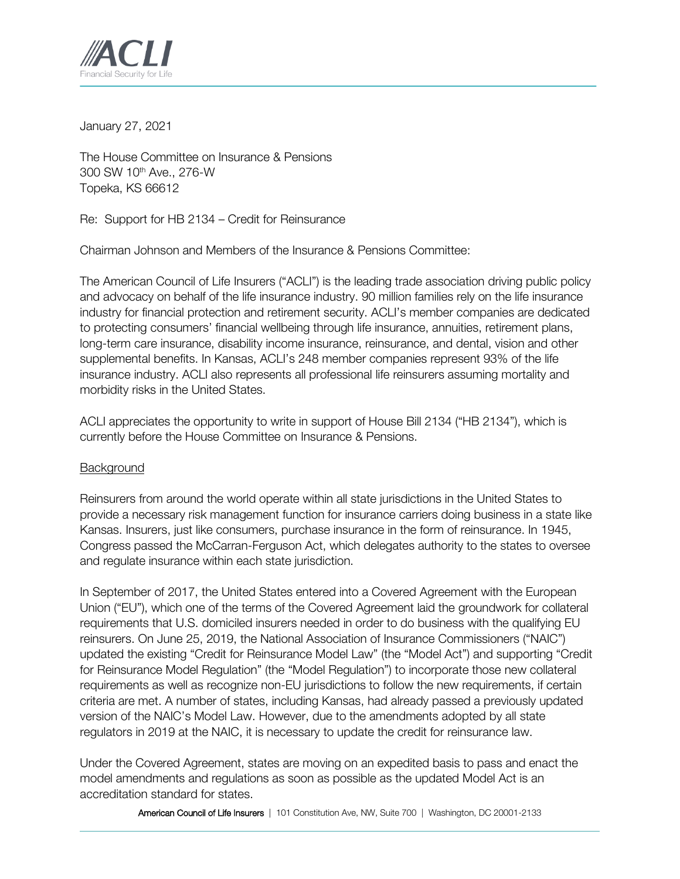January 27, 2021

The House Committee on Insurance & Pensions
300 SW 10th Ave., 276-W
Topeka, KS 66612

Re: Support for HB 2134 – Credit for Reinsurance

Chairman Johnson and Members of the Insurance & Pensions Committee:

The American Council of Life Insurers ("ACLI") is the leading trade association driving public policy and advocacy on behalf of the life insurance industry. 90 million families rely on the life insurance industry for financial protection and retirement security. ACLI's member companies are dedicated to protecting consumers' financial wellbeing through life insurance, annuities, retirement plans, long-term care insurance, disability income insurance, reinsurance, and dental, vision and other supplemental benefits. In Kansas, ACLI's 248 member companies represent 93% of the life insurance industry. ACLI also represents all professional life reinsurers assuming mortality and morbidity risks in the United States.

ACLI appreciates the opportunity to write in support of House Bill 2134 ("HB 2134"), which is currently before the House Committee on Insurance & Pensions.

<u>Background</u>

Reinsurers from around the world operate within all state jurisdictions in the United States to provide a necessary risk management function for insurance carriers doing business in a state like Kansas. Insurers, just like consumers, purchase insurance in the form of reinsurance. In 1945, Congress passed the McCarran-Ferguson Act, which delegates authority to the states to oversee and regulate insurance within each state jurisdiction.

In September of 2017, the United States entered into a Covered Agreement with the European Union ("EU"), which one of the terms of the Covered Agreement laid the groundwork for collateral requirements that U.S. domiciled insurers needed in order to do business with the qualifying EU reinsurers. On June 25, 2019, the National Association of Insurance Commissioners ("NAIC") updated the existing "Credit for Reinsurance Model Law" (the "Model Act") and supporting "Credit for Reinsurance Model Regulation" (the "Model Regulation") to incorporate those new collateral requirements as well as recognize non-EU jurisdictions to follow the new requirements, if certain criteria are met. A number of states, including Kansas, had already passed a previously updated version of the NAIC's Model Law. However, due to the amendments adopted by all state regulators in 2019 at the NAIC, it is necessary to update the credit for reinsurance law.

Under the Covered Agreement, states are moving on an expedited basis to pass and enact the model amendments and regulations as soon as possible as the updated Model Act is an accreditation standard for states.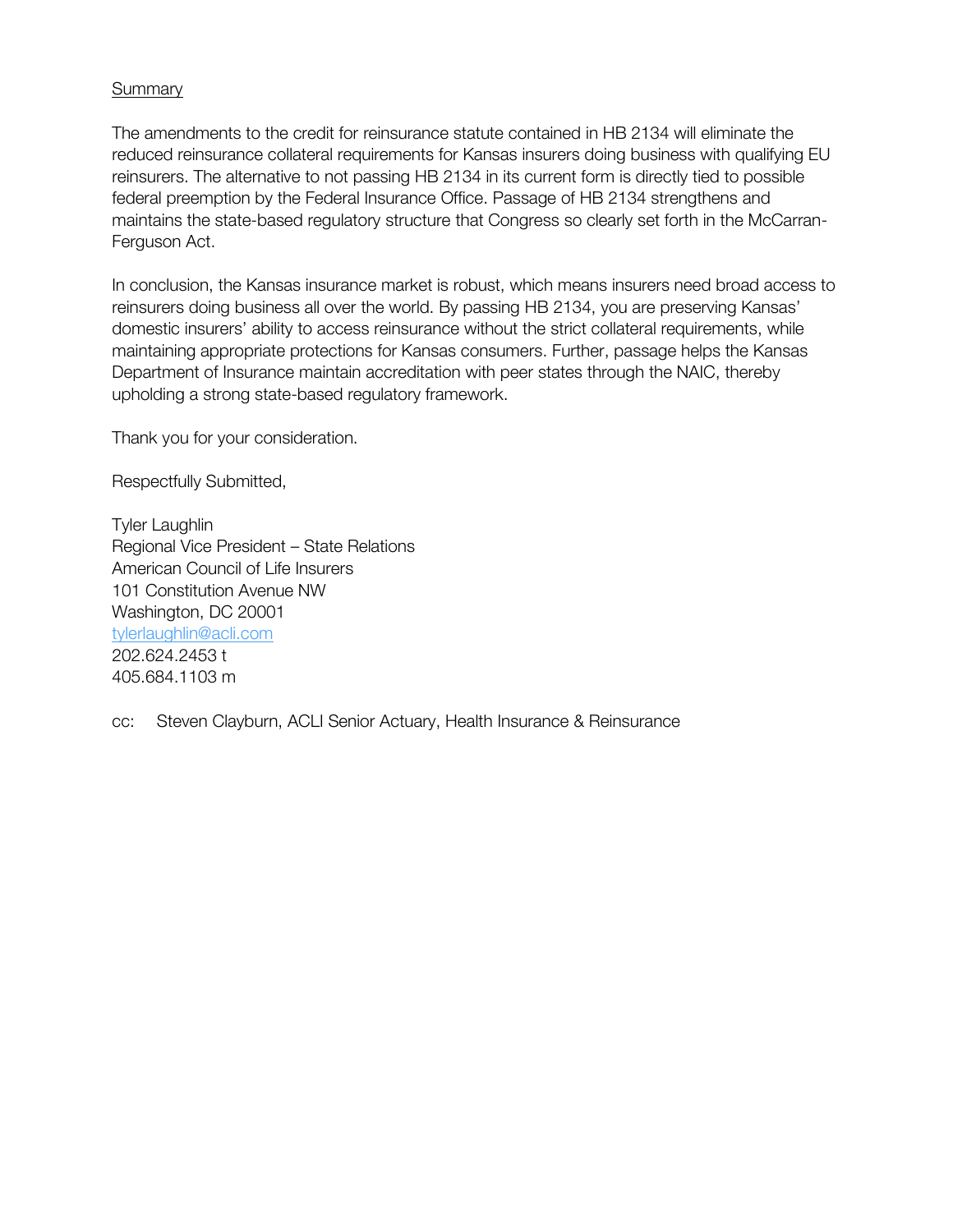Summary

The amendments to the credit for reinsurance statute contained in HB 2134 will eliminate the reduced reinsurance collateral requirements for Kansas insurers doing business with qualifying EU reinsurers. The alternative to not passing HB 2134 in its current form is directly tied to possible federal preemption by the Federal Insurance Office. Passage of HB 2134 strengthens and maintains the state-based regulatory structure that Congress so clearly set forth in the McCarran-Ferguson Act.

In conclusion, the Kansas insurance market is robust, which means insurers need broad access to reinsurers doing business all over the world. By passing HB 2134, you are preserving Kansas' domestic insurers' ability to access reinsurance without the strict collateral requirements, while maintaining appropriate protections for Kansas consumers. Further, passage helps the Kansas Department of Insurance maintain accreditation with peer states through the NAIC, thereby upholding a strong state-based regulatory framework.

Thank you for your consideration.

Respectfully Submitted,

Tyler Laughlin
Regional Vice President – State Relations
American Council of Life Insurers
101 Constitution Avenue NW
Washington, DC 20001
tylerlaughlin@acli.com
202.624.2453 t
405.684.1103 m

cc: Steven Clayburn, ACLI Senior Actuary, Health Insurance & Reinsurance